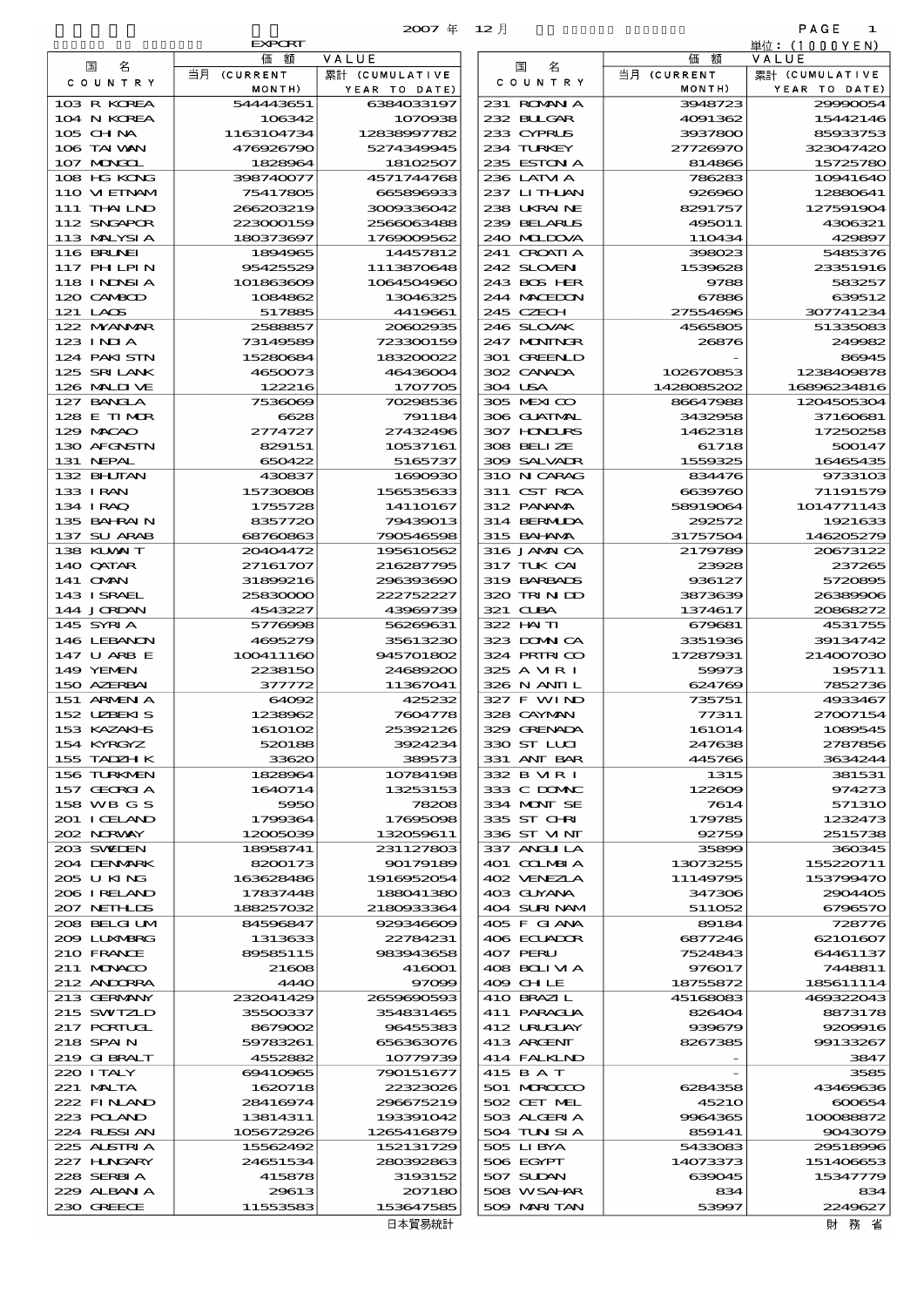2007 年 12 月

EXPORT

単位：(1000YEN)

| 国名 COUNTRY | 価額 VALUE 当月 (CURRENT MONTH) | 累計 (CUMULATIVE YEAR TO DATE) | 国名 COUNTRY | 価額 VALUE 当月 (CURRENT MONTH) | 累計 (CUMULATIVE YEAR TO DATE) |
|---|---|---|---|---|---|
| 103 R KOREA | 544443651 | 6384033197 | 231 ROMANIA | 3948723 | 29990054 |
| 104 N KOREA | 106342 | 1070938 | 232 BULGAR | 4091362 | 15442146 |
| 105 CHINA | 1163104734 | 12838997782 | 233 CYPRUS | 3937800 | 85933753 |
| 106 TAIWAN | 476926790 | 5274349945 | 234 TURKEY | 27726970 | 323047420 |
| 107 MONGOL | 1828964 | 18102507 | 235 ESTONIA | 814866 | 15725780 |
| 108 HG KONG | 398740077 | 4571744768 | 236 LATVIA | 786283 | 10941640 |
| 110 VIETNAM | 75417805 | 665896933 | 237 LITHUAN | 926960 | 12880641 |
| 111 THAILND | 266203219 | 3009336042 | 238 UKRAINE | 8291757 | 127591904 |
| 112 SNGAPOR | 223000159 | 2566063488 | 239 BELARUS | 495011 | 4306321 |
| 113 MALYSIA | 180373697 | 1769009562 | 240 MOLDOVA | 110434 | 429897 |
| 116 BRUNEI | 1894965 | 14457812 | 241 CROATIA | 398023 | 5485376 |
| 117 PHILPIN | 95425529 | 1113870648 | 242 SLOVEN | 1539628 | 23351916 |
| 118 INDNSIA | 101863609 | 1064504960 | 243 BOS HER | 9788 | 583257 |
| 120 CAMBOD | 1084862 | 13046325 | 244 MACEDON | 67886 | 639512 |
| 121 LAOS | 517885 | 4419661 | 245 CZECH | 27554696 | 307741234 |
| 122 MYANMAR | 2588857 | 20602935 | 246 SLOVAK | 4565805 | 51335083 |
| 123 INDIA | 73149589 | 723300159 | 247 MONTNGR | 26876 | 249982 |
| 124 PAKISTN | 15280684 | 183200022 | 301 GREENLD | - | 86945 |
| 125 SRI LANK | 4650073 | 46436004 | 302 CANADA | 102670853 | 1238409878 |
| 126 MALDIVE | 122216 | 1707705 | 304 USA | 1428085202 | 16896234816 |
| 127 BANGLA | 7536069 | 70298536 | 305 MEXICO | 86647988 | 1204505304 |
| 128 E TIMOR | 6628 | 791184 | 306 GUATMAL | 3432958 | 37160681 |
| 129 MACAO | 2774727 | 27432496 | 307 HONDURS | 1462318 | 17250258 |
| 130 AFGNSTN | 829151 | 10537161 | 308 BELIZE | 61718 | 500147 |
| 131 NEPAL | 650422 | 5165737 | 309 SALVADR | 1559325 | 16465435 |
| 132 BHUTAN | 430837 | 1690930 | 310 NICARAG | 834476 | 9733103 |
| 133 IRAN | 15730808 | 156535633 | 311 CST RCA | 6639760 | 71191579 |
| 134 IRAQ | 1755728 | 14110167 | 312 PANAMA | 58919064 | 1014771143 |
| 135 BAHRAIN | 8357720 | 79439013 | 314 BERMUDA | 292572 | 1921633 |
| 137 SU ARAB | 68760863 | 790546598 | 315 BAHAMA | 31757504 | 146205279 |
| 138 KUWAIT | 20404472 | 195610562 | 316 JAMAICA | 2179789 | 20673122 |
| 140 QATAR | 27161707 | 216287795 | 317 TUK CAI | 23928 | 237265 |
| 141 OMAN | 31899216 | 296393690 | 319 BARBADS | 936127 | 5720895 |
| 143 ISRAEL | 25830000 | 222752227 | 320 TRINIDD | 3873639 | 26389906 |
| 144 JORDAN | 4543227 | 43969739 | 321 CUBA | 1374617 | 20868272 |
| 145 SYRIA | 5776998 | 56269631 | 322 HAITI | 679681 | 4531755 |
| 146 LEBANON | 4695279 | 35613230 | 323 DOMNICA | 3351936 | 39134742 |
| 147 U ARB E | 100411160 | 945701802 | 324 PRTRICO | 17287931 | 214007030 |
| 149 YEMEN | 2238150 | 24689200 | 325 A VIRI | 59973 | 195711 |
| 150 AZERBAI | 377772 | 11367041 | 326 N ANTIL | 624769 | 7852736 |
| 151 ARMENIA | 64092 | 425232 | 327 F WIND | 735751 | 4933467 |
| 152 UZBEKIS | 1238962 | 7604778 | 328 CAYMAN | 77311 | 27007154 |
| 153 KAZAKHS | 1610102 | 25392126 | 329 GRENADA | 161014 | 1089545 |
| 154 KYRGYZ | 520188 | 3924234 | 330 ST LUCI | 247638 | 2787856 |
| 155 TADZHIK | 33620 | 389573 | 331 ANT BAR | 445766 | 3634244 |
| 156 TURKMEN | 1828964 | 10784198 | 332 B VIRI | 1315 | 381531 |
| 157 GEORGIA | 1640714 | 13253153 | 333 C DOMNC | 122609 | 974273 |
| 158 WBGS | 5950 | 78208 | 334 MONT SE | 7614 | 571310 |
| 201 ICELAND | 1799364 | 17695098 | 335 ST CHRI | 179785 | 1232473 |
| 202 NORWAY | 12005039 | 132059611 | 336 ST VINT | 92759 | 2515738 |
| 203 SWEDEN | 18958741 | 231127803 | 337 ANGUILA | 35899 | 360345 |
| 204 DENMARK | 8200173 | 90179189 | 401 COLMBIA | 13073255 | 155220711 |
| 205 U KING | 163628486 | 1916952054 | 402 VENEZLA | 11149795 | 153799470 |
| 206 IRELAND | 17837448 | 188041380 | 403 GUYANA | 347306 | 2904405 |
| 207 NETHLDS | 188257032 | 2180933364 | 404 SURINAM | 511052 | 6796570 |
| 208 BELGIUM | 84596847 | 929346609 | 405 F GIANA | 89184 | 728776 |
| 209 LUXMBRG | 1313633 | 22784231 | 406 ECUADOR | 6877246 | 62101607 |
| 210 FRANCE | 89585115 | 983943658 | 407 PERU | 7524843 | 64461137 |
| 211 MONACO | 21608 | 416001 | 408 BOLIVIA | 976017 | 7448811 |
| 212 ANDORRA | 4440 | 97099 | 409 CHILE | 18755872 | 185611114 |
| 213 GERMANY | 232041429 | 2659690593 | 410 BRAZIL | 45168083 | 469322043 |
| 215 SWITZLD | 35500337 | 354831465 | 411 PARAGUA | 826404 | 8873178 |
| 217 PORTUGL | 8679002 | 96455383 | 412 URUGUAY | 939679 | 9209916 |
| 218 SPAIN | 59783261 | 656363076 | 413 ARGENT | 8267385 | 99133267 |
| 219 GIBRALT | 4552882 | 10779739 | 414 FALKLND | - | 3847 |
| 220 ITALY | 69410965 | 790151677 | 415 BAT | - | 3585 |
| 221 MALTA | 1620718 | 22323026 | 501 MOROCCO | 6284358 | 43469636 |
| 222 FINLAND | 28416974 | 296675219 | 502 CET MEL | 45210 | 600654 |
| 223 POLAND | 13814311 | 193391042 | 503 ALGERIA | 9964365 | 100088872 |
| 224 RUSSIAN | 105672926 | 1265416879 | 504 TUNISIA | 859141 | 9043079 |
| 225 AUSTRIA | 15562492 | 152131729 | 505 LIBYA | 5433083 | 29518996 |
| 227 HUNGARY | 24651534 | 280392863 | 506 EGYPT | 14073373 | 151406653 |
| 228 SERBIA | 415878 | 3193152 | 507 SUDAN | 639045 | 15347779 |
| 229 ALBANIA | 29613 | 207180 | 508 WSAHAR | 834 | 834 |
| 230 GREECE | 11553583 | 153647585 | 509 MARITAN | 53997 | 2249627 |

日本貿易統計　財務省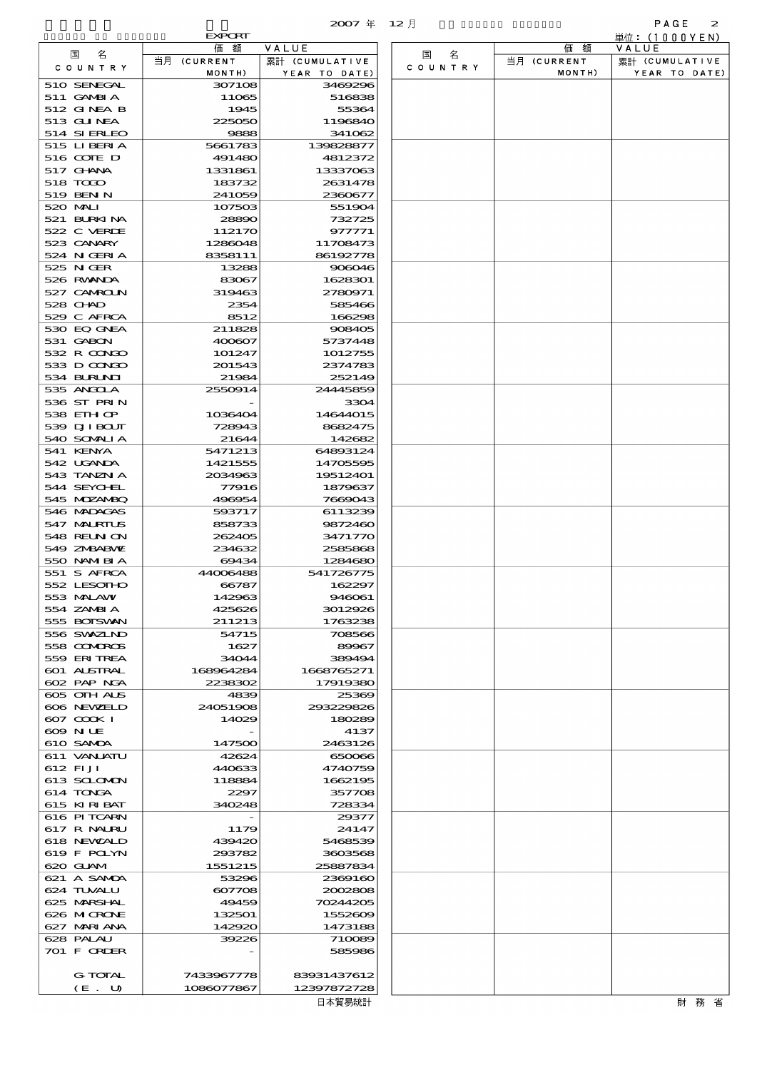EXPORT

2007 年 12 月

単位：(1000YEN)

| 国 名 COUNTRY | 価 額 VALUE 当月 (CURRENT MONTH) | 累計 (CUMULATIVE YEAR TO DATE) | 国 名 COUNTRY | 価 額 VALUE 当月 (CURRENT MONTH) | 累計 (CUMULATIVE YEAR TO DATE) |
|---|---|---|---|---|---|
| 510 SENEGAL | 307108 | 3469296 | | | |
| 511 GAMBIA | 11065 | 516838 | | | |
| 512 GINEA B | 1945 | 55364 | | | |
| 513 GUINEA | 225050 | 1196840 | | | |
| 514 SIERLEO | 9888 | 341062 | | | |
| 515 LIBERIA | 5661783 | 139828877 | | | |
| 516 COTE D | 491480 | 4812372 | | | |
| 517 GHANA | 1331861 | 13337063 | | | |
| 518 TOGO | 183732 | 2631478 | | | |
| 519 BENIN | 241059 | 2360677 | | | |
| 520 MALI | 107503 | 551904 | | | |
| 521 BURKINA | 28890 | 732725 | | | |
| 522 C VERDE | 112170 | 977771 | | | |
| 523 CANARY | 1286048 | 11708473 | | | |
| 524 NIGERIA | 8358111 | 86192778 | | | |
| 525 NIGER | 13288 | 906046 | | | |
| 526 RWANDA | 83067 | 1628301 | | | |
| 527 CAMROUN | 319463 | 2780971 | | | |
| 528 CHAD | 2354 | 585466 | | | |
| 529 C AFRCA | 8512 | 166298 | | | |
| 530 EQ GNEA | 211828 | 908405 | | | |
| 531 GABON | 400607 | 5737448 | | | |
| 532 R CONGO | 101247 | 1012755 | | | |
| 533 D CONGO | 201543 | 2374783 | | | |
| 534 BURUNDI | 21984 | 252149 | | | |
| 535 ANGOLA | 2550914 | 24445859 | | | |
| 536 ST PRIN | - | 3304 | | | |
| 538 ETHIOP | 1036404 | 14644015 | | | |
| 539 DJIBOUT | 728943 | 8682475 | | | |
| 540 SOMALIA | 21644 | 142682 | | | |
| 541 KENYA | 5471213 | 64893124 | | | |
| 542 UGANDA | 1421555 | 14705595 | | | |
| 543 TANZNIA | 2034963 | 19512401 | | | |
| 544 SEYCHEL | 77916 | 1879637 | | | |
| 545 MOZAMBQ | 496954 | 7669043 | | | |
| 546 MADAGAS | 593717 | 6113239 | | | |
| 547 MAURTUS | 858733 | 9872460 | | | |
| 548 REUNION | 262405 | 3471770 | | | |
| 549 ZMBABWE | 234632 | 2585868 | | | |
| 550 NAMIBIA | 69434 | 1284680 | | | |
| 551 S AFRCA | 44006488 | 541726775 | | | |
| 552 LESOTHO | 66787 | 162297 | | | |
| 553 MALAWI | 142963 | 946061 | | | |
| 554 ZAMBIA | 425626 | 3012926 | | | |
| 555 BOTSWAN | 211213 | 1763238 | | | |
| 556 SWAZLND | 54715 | 708566 | | | |
| 558 COMOROS | 1627 | 89967 | | | |
| 559 ERITREA | 34044 | 389494 | | | |
| 601 AUSTRAL | 168964284 | 1668765271 | | | |
| 602 PAP NGA | 2238302 | 17919380 | | | |
| 605 OTH AUS | 4839 | 25369 | | | |
| 606 NEWZELD | 24051908 | 293229826 | | | |
| 607 COOK I | 14029 | 180289 | | | |
| 609 NIUE | - | 4137 | | | |
| 610 SAMOA | 147500 | 2463126 | | | |
| 611 VANUATU | 42624 | 650066 | | | |
| 612 FIJI | 440633 | 4740759 | | | |
| 613 SOLOMON | 118884 | 1662195 | | | |
| 614 TONGA | 2297 | 357708 | | | |
| 615 KIRIBAT | 340248 | 728334 | | | |
| 616 PITCARN | - | 29377 | | | |
| 617 R NAURU | 1179 | 24147 | | | |
| 618 NEWCALD | 439420 | 5468539 | | | |
| 619 F POLYN | 293782 | 3603568 | | | |
| 620 GUAM | 1551215 | 25887834 | | | |
| 621 A SAMOA | 53296 | 2369160 | | | |
| 624 TUVALU | 607708 | 2002808 | | | |
| 625 MARSHAL | 49459 | 70244205 | | | |
| 626 MICRONE | 132501 | 1552609 | | | |
| 627 MARIANA | 142920 | 1473188 | | | |
| 628 PALAU | 39226 | 710089 | | | |
| 701 F ORDER | - | 585986 | | | |
| G TOTAL | 7433967778 | 83931437612 | | | |
| (E. U) | 1086077867 | 12397872728 | | | |

日本貿易統計

財務省